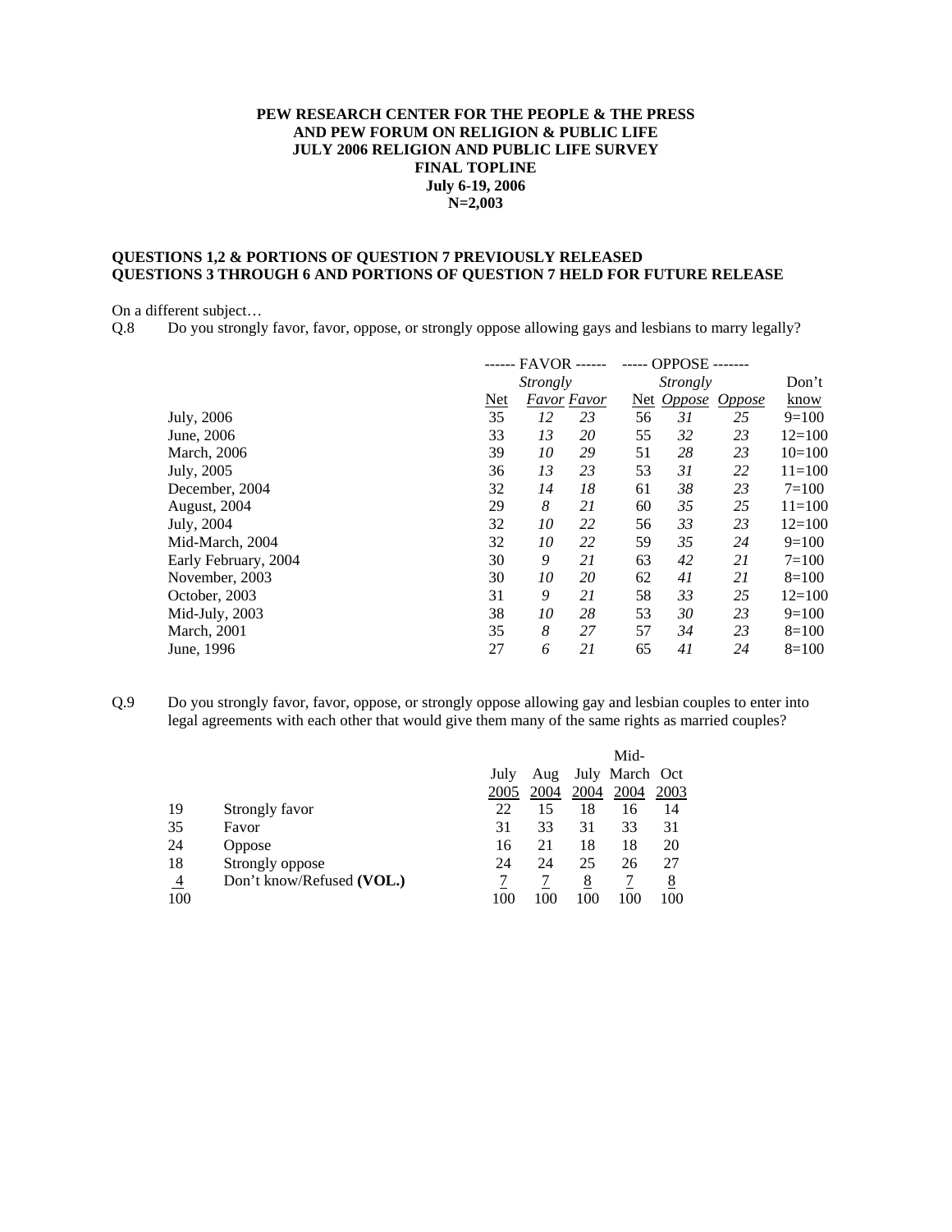**PEW RESEARCH CENTER FOR THE PEOPLE & THE PRESS**
**AND PEW FORUM ON RELIGION & PUBLIC LIFE**
**JULY 2006 RELIGION AND PUBLIC LIFE SURVEY**
**FINAL TOPLINE**
**July 6-19, 2006**
**N=2,003**

**QUESTIONS 1,2 & PORTIONS OF QUESTION 7 PREVIOUSLY RELEASED**
**QUESTIONS 3 THROUGH 6 AND PORTIONS OF QUESTION 7 HELD FOR FUTURE RELEASE**

On a different subject…

Q.8 Do you strongly favor, favor, oppose, or strongly oppose allowing gays and lesbians to marry legally?

| | ------ FAVOR ------ | | | ----- OPPOSE ------- | | | |
|---|---|---|---|---|---|---|---|
| | Net | *Strongly Favor* | *Favor* | Net | *Strongly Oppose* | *Oppose* | Don't know |
| July, 2006 | 35 | *12* | *23* | 56 | *31* | *25* | 9=100 |
| June, 2006 | 33 | *13* | *20* | 55 | *32* | *23* | 12=100 |
| March, 2006 | 39 | *10* | *29* | 51 | *28* | *23* | 10=100 |
| July, 2005 | 36 | *13* | *23* | 53 | *31* | *22* | 11=100 |
| December, 2004 | 32 | *14* | *18* | 61 | *38* | *23* | 7=100 |
| August, 2004 | 29 | *8* | *21* | 60 | *35* | *25* | 11=100 |
| July, 2004 | 32 | *10* | *22* | 56 | *33* | *23* | 12=100 |
| Mid-March, 2004 | 32 | *10* | *22* | 59 | *35* | *24* | 9=100 |
| Early February, 2004 | 30 | *9* | *21* | 63 | *42* | *21* | 7=100 |
| November, 2003 | 30 | *10* | *20* | 62 | *41* | *21* | 8=100 |
| October, 2003 | 31 | *9* | *21* | 58 | *33* | *25* | 12=100 |
| Mid-July, 2003 | 38 | *10* | *28* | 53 | *30* | *23* | 9=100 |
| March, 2001 | 35 | *8* | *27* | 57 | *34* | *23* | 8=100 |
| June, 1996 | 27 | *6* | *21* | 65 | *41* | *24* | 8=100 |

Q.9 Do you strongly favor, favor, oppose, or strongly oppose allowing gay and lesbian couples to enter into legal agreements with each other that would give them many of the same rights as married couples?

| | | July 2005 | Aug 2004 | July 2004 | Mid-March 2004 | Oct 2003 |
|---|---|---|---|---|---|---|
| 19 | Strongly favor | 22 | 15 | 18 | 16 | 14 |
| 35 | Favor | 31 | 33 | 31 | 33 | 31 |
| 24 | Oppose | 16 | 21 | 18 | 18 | 20 |
| 18 | Strongly oppose | 24 | 24 | 25 | 26 | 27 |
| 4 | Don't know/Refused **(VOL.)** | 7 | 7 | 8 | 7 | 8 |
| 100 | | 100 | 100 | 100 | 100 | 100 |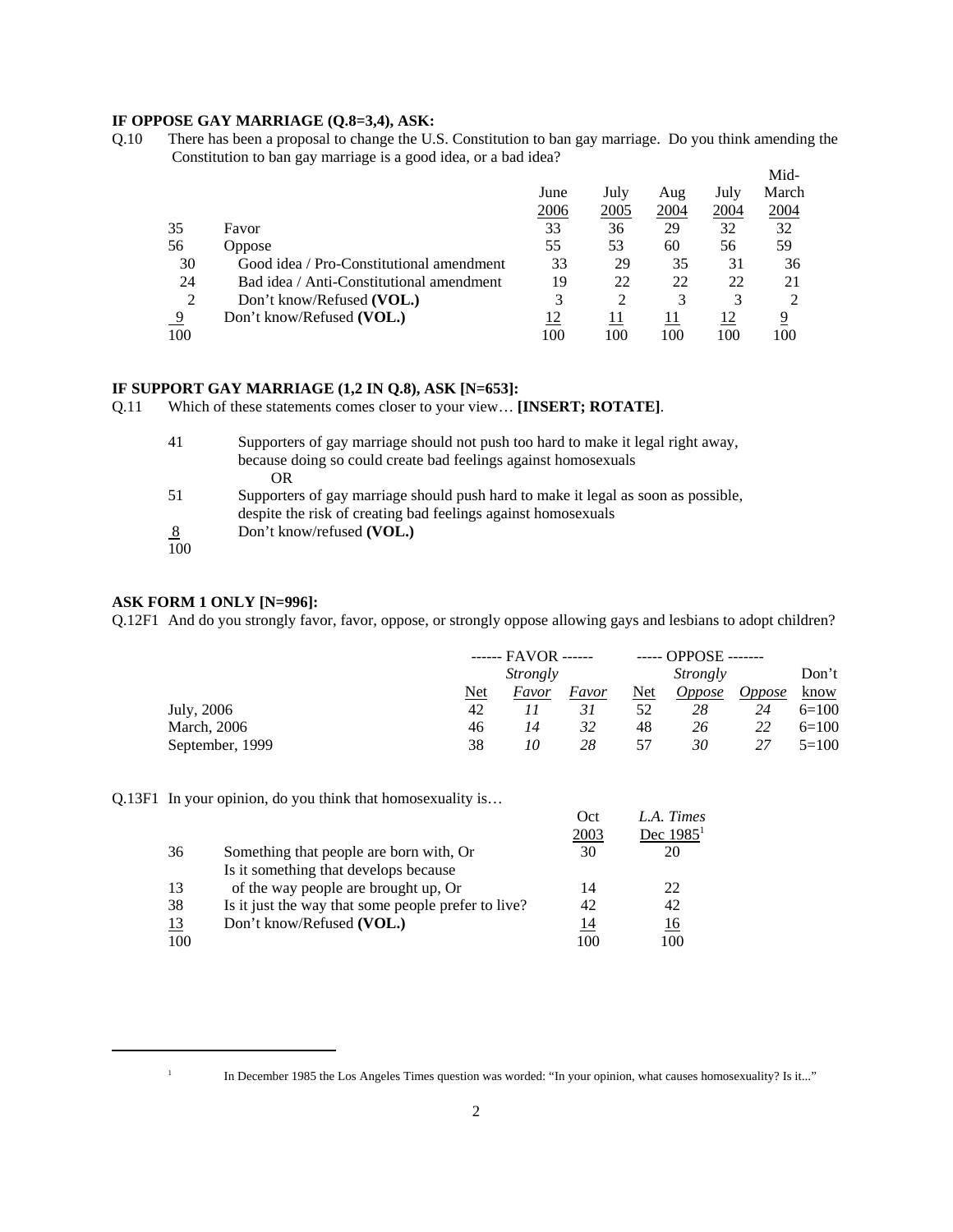**IF OPPOSE GAY MARRIAGE (Q.8=3,4), ASK:**

Q.10 There has been a proposal to change the U.S. Constitution to ban gay marriage. Do you think amending the Constitution to ban gay marriage is a good idea, or a bad idea?

| | | June 2006 | July 2005 | Aug 2004 | July 2004 | Mid-March 2004 |
|---|---|---|---|---|---|---|
| 35 | Favor | 33 | 36 | 29 | 32 | 32 |
| 56 | Oppose | 55 | 53 | 60 | 56 | 59 |
| 30 | Good idea / Pro-Constitutional amendment | 33 | 29 | 35 | 31 | 36 |
| 24 | Bad idea / Anti-Constitutional amendment | 19 | 22 | 22 | 22 | 21 |
| 2 | Don't know/Refused **(VOL.)** | 3 | 2 | 3 | 3 | 2 |
| 9 | Don't know/Refused **(VOL.)** | 12 | 11 | 11 | 12 | 9 |
| 100 | | 100 | 100 | 100 | 100 | 100 |

**IF SUPPORT GAY MARRIAGE (1,2 IN Q.8), ASK [N=653]:**

Q.11 Which of these statements comes closer to your view… **[INSERT; ROTATE]**.

| | |
|---|---|
| 41 | Supporters of gay marriage should not push too hard to make it legal right away, because doing so could create bad feelings against homosexuals |
| | OR |
| 51 | Supporters of gay marriage should push hard to make it legal as soon as possible, despite the risk of creating bad feelings against homosexuals |
| 8 | Don't know/refused **(VOL.)** |
| 100 | |

**ASK FORM 1 ONLY [N=996]:**

Q.12F1 And do you strongly favor, favor, oppose, or strongly oppose allowing gays and lesbians to adopt children?

| | ------ FAVOR ------ | | | ----- OPPOSE ------- | | | |
|---|---|---|---|---|---|---|---|
| | Net | *Strongly Favor* | *Favor* | Net | *Strongly Oppose* | *Oppose* | Don't know |
| July, 2006 | 42 | *11* | *31* | 52 | *28* | *24* | 6=100 |
| March, 2006 | 46 | *14* | *32* | 48 | *26* | *22* | 6=100 |
| September, 1999 | 38 | *10* | *28* | 57 | *30* | *27* | 5=100 |

Q.13F1 In your opinion, do you think that homosexuality is…

| | | Oct 2003 | *L.A. Times* Dec 1985[1] |
|---|---|---|---|
| 36 | Something that people are born with, Or | 30 | 20 |
| 13 | Is it something that develops because of the way people are brought up, Or | 14 | 22 |
| 38 | Is it just the way that some people prefer to live? | 42 | 42 |
| 13 | Don't know/Refused **(VOL.)** | 14 | 16 |
| 100 | | 100 | 100 |

[1] In December 1985 the Los Angeles Times question was worded: "In your opinion, what causes homosexuality? Is it..."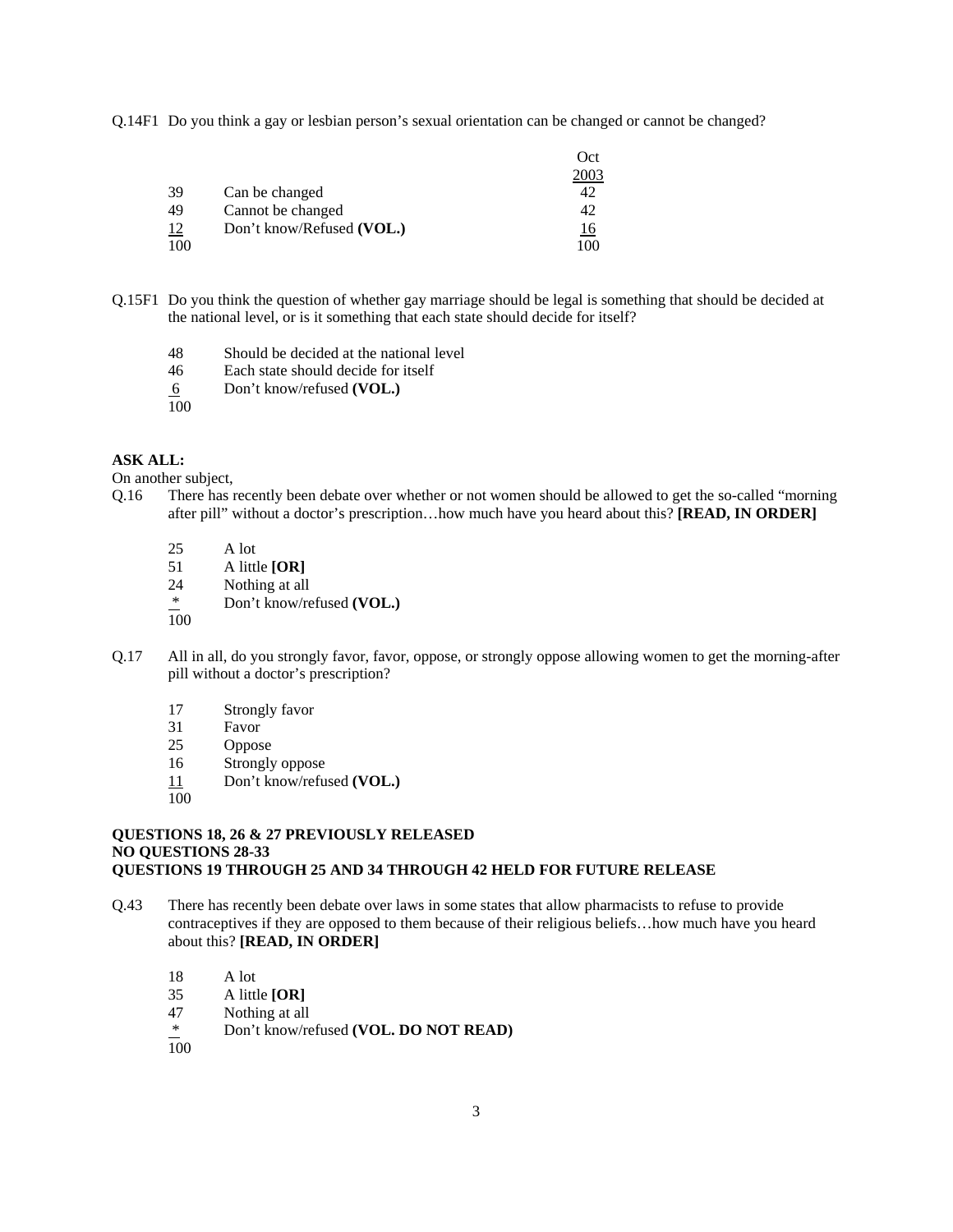Q.14F1 Do you think a gay or lesbian person's sexual orientation can be changed or cannot be changed?

| | | Oct 2003 |
|---|---|---|
| 39 | Can be changed | 42 |
| 49 | Cannot be changed | 42 |
| 12 | Don't know/Refused **(VOL.)** | 16 |
| 100 | | 100 |

Q.15F1 Do you think the question of whether gay marriage should be legal is something that should be decided at the national level, or is it something that each state should decide for itself?

| | |
|---|---|
| 48 | Should be decided at the national level |
| 46 | Each state should decide for itself |
| 6 | Don't know/refused **(VOL.)** |
| 100 | |

**ASK ALL:**

On another subject,

Q.16 There has recently been debate over whether or not women should be allowed to get the so-called "morning after pill" without a doctor's prescription…how much have you heard about this? **[READ, IN ORDER]**

| | |
|---|---|
| 25 | A lot |
| 51 | A little **[OR]** |
| 24 | Nothing at all |
| * | Don't know/refused **(VOL.)** |
| 100 | |

Q.17 All in all, do you strongly favor, favor, oppose, or strongly oppose allowing women to get the morning-after pill without a doctor's prescription?

| | |
|---|---|
| 17 | Strongly favor |
| 31 | Favor |
| 25 | Oppose |
| 16 | Strongly oppose |
| 11 | Don't know/refused **(VOL.)** |
| 100 | |

**QUESTIONS 18, 26 & 27 PREVIOUSLY RELEASED**
**NO QUESTIONS 28-33**
**QUESTIONS 19 THROUGH 25 AND 34 THROUGH 42 HELD FOR FUTURE RELEASE**

Q.43 There has recently been debate over laws in some states that allow pharmacists to refuse to provide contraceptives if they are opposed to them because of their religious beliefs…how much have you heard about this? **[READ, IN ORDER]**

| | |
|---|---|
| 18 | A lot |
| 35 | A little **[OR]** |
| 47 | Nothing at all |
| * | Don't know/refused **(VOL. DO NOT READ)** |
| 100 | |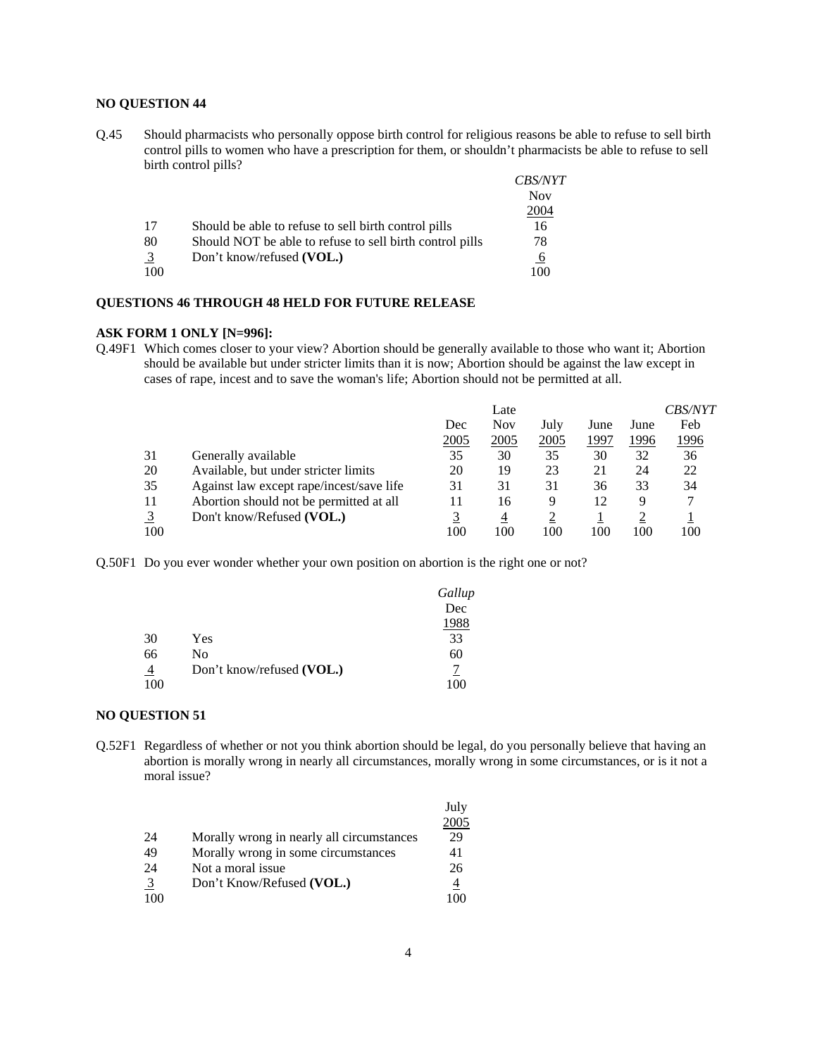**NO QUESTION 44**

Q.45 Should pharmacists who personally oppose birth control for religious reasons be able to refuse to sell birth control pills to women who have a prescription for them, or shouldn't pharmacists be able to refuse to sell birth control pills?

| | | *CBS/NYT* Nov 2004 |
|---|---|---|
| 17 | Should be able to refuse to sell birth control pills | 16 |
| 80 | Should NOT be able to refuse to sell birth control pills | 78 |
| 3 | Don't know/refused **(VOL.)** | 6 |
| 100 | | 100 |

**QUESTIONS 46 THROUGH 48 HELD FOR FUTURE RELEASE**

**ASK FORM 1 ONLY [N=996]:**

Q.49F1 Which comes closer to your view? Abortion should be generally available to those who want it; Abortion should be available but under stricter limits than it is now; Abortion should be against the law except in cases of rape, incest and to save the woman's life; Abortion should not be permitted at all.

| | | Dec 2005 | Late Nov 2005 | July 2005 | June 1997 | June 1996 | *CBS/NYT* Feb 1996 |
|---|---|---|---|---|---|---|---|
| 31 | Generally available | 35 | 30 | 35 | 30 | 32 | 36 |
| 20 | Available, but under stricter limits | 20 | 19 | 23 | 21 | 24 | 22 |
| 35 | Against law except rape/incest/save life | 31 | 31 | 31 | 36 | 33 | 34 |
| 11 | Abortion should not be permitted at all | 11 | 16 | 9 | 12 | 9 | 7 |
| 3 | Don't know/Refused **(VOL.)** | 3 | 4 | 2 | 1 | 2 | 1 |
| 100 | | 100 | 100 | 100 | 100 | 100 | 100 |

Q.50F1 Do you ever wonder whether your own position on abortion is the right one or not?

| | | *Gallup* Dec 1988 |
|---|---|---|
| 30 | Yes | 33 |
| 66 | No | 60 |
| 4 | Don't know/refused **(VOL.)** | 7 |
| 100 | | 100 |

**NO QUESTION 51**

Q.52F1 Regardless of whether or not you think abortion should be legal, do you personally believe that having an abortion is morally wrong in nearly all circumstances, morally wrong in some circumstances, or is it not a moral issue?

| | | July 2005 |
|---|---|---|
| 24 | Morally wrong in nearly all circumstances | 29 |
| 49 | Morally wrong in some circumstances | 41 |
| 24 | Not a moral issue | 26 |
| 3 | Don't Know/Refused **(VOL.)** | 4 |
| 100 | | 100 |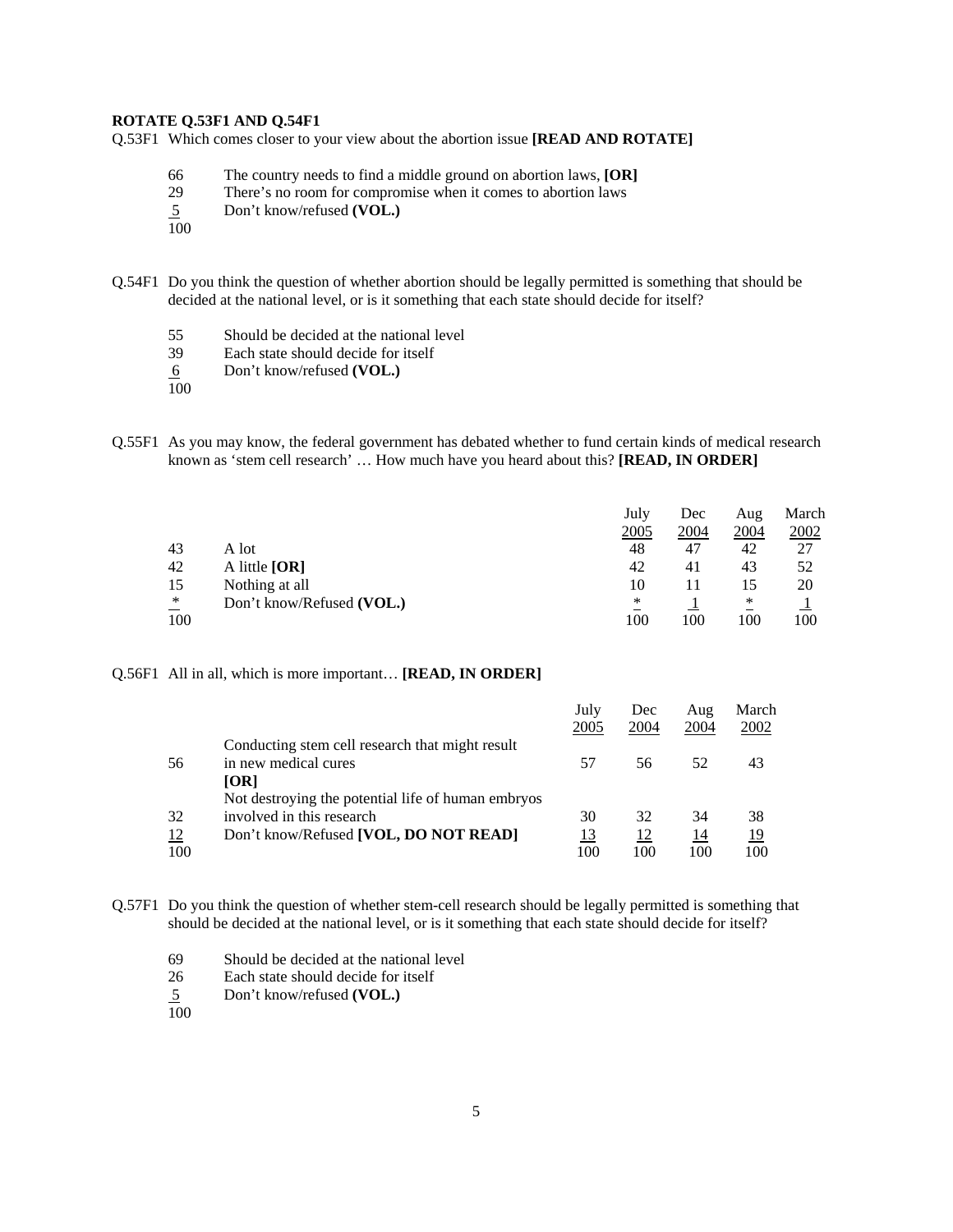**ROTATE Q.53F1 AND Q.54F1**

Q.53F1 Which comes closer to your view about the abortion issue **[READ AND ROTATE]**

| | |
|---|---|
| 66 | The country needs to find a middle ground on abortion laws, **[OR]** |
| 29 | There's no room for compromise when it comes to abortion laws |
| 5 | Don't know/refused **(VOL.)** |
| 100 | |

Q.54F1 Do you think the question of whether abortion should be legally permitted is something that should be decided at the national level, or is it something that each state should decide for itself?

| | |
|---|---|
| 55 | Should be decided at the national level |
| 39 | Each state should decide for itself |
| 6 | Don't know/refused **(VOL.)** |
| 100 | |

Q.55F1 As you may know, the federal government has debated whether to fund certain kinds of medical research known as 'stem cell research' … How much have you heard about this? **[READ, IN ORDER]**

| | | July 2005 | Dec 2004 | Aug 2004 | March 2002 |
|---|---|---|---|---|---|
| 43 | A lot | 48 | 47 | 42 | 27 |
| 42 | A little **[OR]** | 42 | 41 | 43 | 52 |
| 15 | Nothing at all | 10 | 11 | 15 | 20 |
| * | Don't know/Refused **(VOL.)** | * | 1 | * | 1 |
| 100 | | 100 | 100 | 100 | 100 |

Q.56F1 All in all, which is more important… **[READ, IN ORDER]**

| | | July 2005 | Dec 2004 | Aug 2004 | March 2002 |
|---|---|---|---|---|---|
| 56 | Conducting stem cell research that might result in new medical cures **[OR]** | 57 | 56 | 52 | 43 |
| 32 | Not destroying the potential life of human embryos involved in this research | 30 | 32 | 34 | 38 |
| 12 | Don't know/Refused **[VOL, DO NOT READ]** | 13 | 12 | 14 | 19 |
| 100 | | 100 | 100 | 100 | 100 |

Q.57F1 Do you think the question of whether stem-cell research should be legally permitted is something that should be decided at the national level, or is it something that each state should decide for itself?

| | |
|---|---|
| 69 | Should be decided at the national level |
| 26 | Each state should decide for itself |
| 5 | Don't know/refused **(VOL.)** |
| 100 | |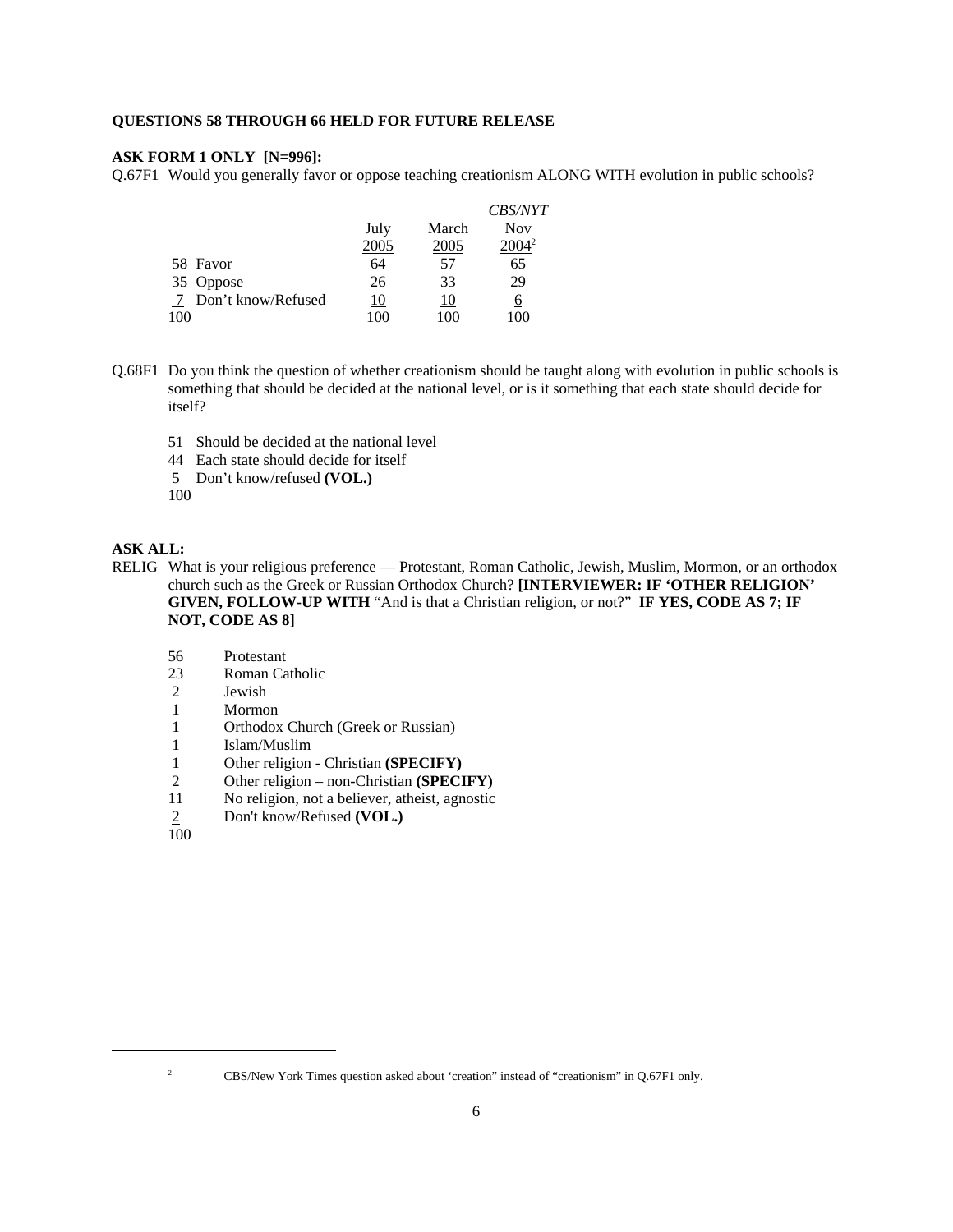**QUESTIONS 58 THROUGH 66 HELD FOR FUTURE RELEASE**

**ASK FORM 1 ONLY [N=996]:**

Q.67F1 Would you generally favor or oppose teaching creationism ALONG WITH evolution in public schools?

| | | July 2005 | March 2005 | *CBS/NYT* Nov 2004[2] |
|---|---|---|---|---|
| 58 | Favor | 64 | 57 | 65 |
| 35 | Oppose | 26 | 33 | 29 |
| 7 | Don't know/Refused | 10 | 10 | 6 |
| 100 | | 100 | 100 | 100 |

Q.68F1 Do you think the question of whether creationism should be taught along with evolution in public schools is something that should be decided at the national level, or is it something that each state should decide for itself?

51 Should be decided at the national level
44 Each state should decide for itself
5 Don't know/refused **(VOL.)**
100

**ASK ALL:**

RELIG What is your religious preference — Protestant, Roman Catholic, Jewish, Muslim, Mormon, or an orthodox church such as the Greek or Russian Orthodox Church? **[INTERVIEWER: IF 'OTHER RELIGION' GIVEN, FOLLOW-UP WITH** "And is that a Christian religion, or not?" **IF YES, CODE AS 7; IF NOT, CODE AS 8]**

56 Protestant
23 Roman Catholic
2 Jewish
1 Mormon
1 Orthodox Church (Greek or Russian)
1 Islam/Muslim
1 Other religion - Christian **(SPECIFY)**
2 Other religion – non-Christian **(SPECIFY)**
11 No religion, not a believer, atheist, agnostic
2 Don't know/Refused **(VOL.)**
100

---

[2] CBS/New York Times question asked about 'creation" instead of "creationism" in Q.67F1 only.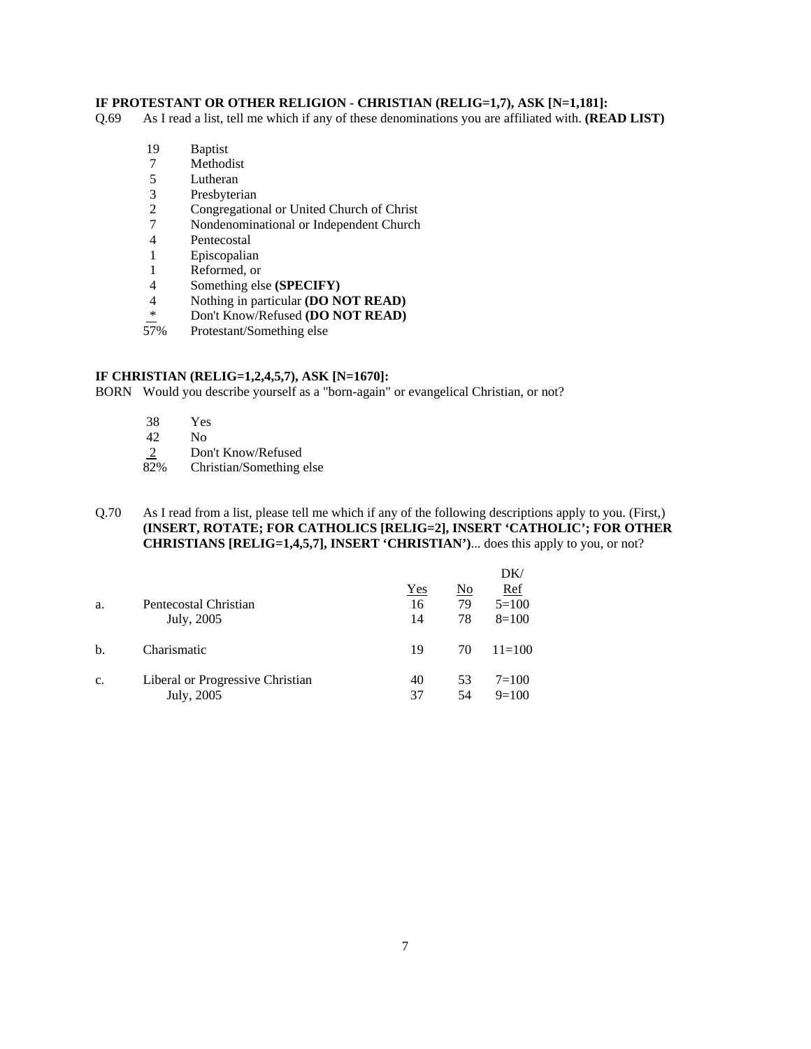**IF PROTESTANT OR OTHER RELIGION - CHRISTIAN (RELIG=1,7), ASK [N=1,181]:**

Q.69 As I read a list, tell me which if any of these denominations you are affiliated with. **(READ LIST)**

| | |
|---|---|
| 19 | Baptist |
| 7 | Methodist |
| 5 | Lutheran |
| 3 | Presbyterian |
| 2 | Congregational or United Church of Christ |
| 7 | Nondenominational or Independent Church |
| 4 | Pentecostal |
| 1 | Episcopalian |
| 1 | Reformed, or |
| 4 | Something else **(SPECIFY)** |
| 4 | Nothing in particular **(DO NOT READ)** |
| * | Don't Know/Refused **(DO NOT READ)** |
| 57% | Protestant/Something else |

**IF CHRISTIAN (RELIG=1,2,4,5,7), ASK [N=1670]:**

BORN Would you describe yourself as a "born-again" or evangelical Christian, or not?

| | |
|---|---|
| 38 | Yes |
| 42 | No |
| 2 | Don't Know/Refused |
| 82% | Christian/Something else |

Q.70 As I read from a list, please tell me which if any of the following descriptions apply to you. (First,) **(INSERT, ROTATE; FOR CATHOLICS [RELIG=2], INSERT 'CATHOLIC'; FOR OTHER CHRISTIANS [RELIG=1,4,5,7], INSERT 'CHRISTIAN')**... does this apply to you, or not?

| | | Yes | No | DK/ Ref |
|---|---|---|---|---|
| a. | Pentecostal Christian | 16 | 79 | 5=100 |
| | July, 2005 | 14 | 78 | 8=100 |
| b. | Charismatic | 19 | 70 | 11=100 |
| c. | Liberal or Progressive Christian | 40 | 53 | 7=100 |
| | July, 2005 | 37 | 54 | 9=100 |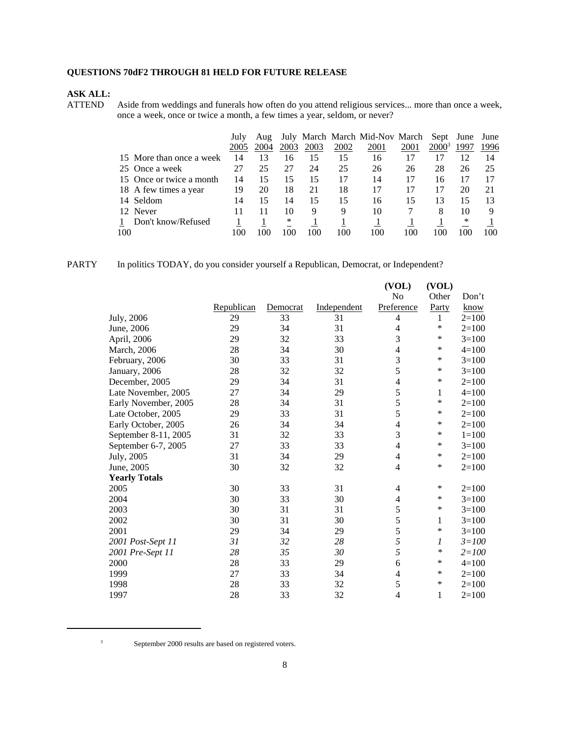**QUESTIONS 70dF2 THROUGH 81 HELD FOR FUTURE RELEASE**

**ASK ALL:**

ATTEND Aside from weddings and funerals how often do you attend religious services... more than once a week, once a week, once or twice a month, a few times a year, seldom, or never?

| | | July 2005 | Aug 2004 | July 2003 | March 2003 | March 2002 | Mid-Nov 2001 | March 2001 | Sept 2000[3] | June 1997 | June 1996 |
|---|---|---|---|---|---|---|---|---|---|---|---|
| 15 | More than once a week | 14 | 13 | 16 | 15 | 15 | 16 | 17 | 17 | 12 | 14 |
| 25 | Once a week | 27 | 25 | 27 | 24 | 25 | 26 | 26 | 28 | 26 | 25 |
| 15 | Once or twice a month | 14 | 15 | 15 | 15 | 17 | 14 | 17 | 16 | 17 | 17 |
| 18 | A few times a year | 19 | 20 | 18 | 21 | 18 | 17 | 17 | 17 | 20 | 21 |
| 14 | Seldom | 14 | 15 | 14 | 15 | 15 | 16 | 15 | 13 | 15 | 13 |
| 12 | Never | 11 | 11 | 10 | 9 | 9 | 10 | 7 | 8 | 10 | 9 |
| 1 | Don't know/Refused | 1 | 1 | * | 1 | 1 | 1 | 1 | 1 | * | 1 |
| 100 | | 100 | 100 | 100 | 100 | 100 | 100 | 100 | 100 | 100 | 100 |

PARTY In politics TODAY, do you consider yourself a Republican, Democrat, or Independent?

| | Republican | Democrat | Independent | (VOL) No Preference | (VOL) Other Party | Don't know |
|---|---|---|---|---|---|---|
| July, 2006 | 29 | 33 | 31 | 4 | 1 | 2=100 |
| June, 2006 | 29 | 34 | 31 | 4 | * | 2=100 |
| April, 2006 | 29 | 32 | 33 | 3 | * | 3=100 |
| March, 2006 | 28 | 34 | 30 | 4 | * | 4=100 |
| February, 2006 | 30 | 33 | 31 | 3 | * | 3=100 |
| January, 2006 | 28 | 32 | 32 | 5 | * | 3=100 |
| December, 2005 | 29 | 34 | 31 | 4 | * | 2=100 |
| Late November, 2005 | 27 | 34 | 29 | 5 | 1 | 4=100 |
| Early November, 2005 | 28 | 34 | 31 | 5 | * | 2=100 |
| Late October, 2005 | 29 | 33 | 31 | 5 | * | 2=100 |
| Early October, 2005 | 26 | 34 | 34 | 4 | * | 2=100 |
| September 8-11, 2005 | 31 | 32 | 33 | 3 | * | 1=100 |
| September 6-7, 2005 | 27 | 33 | 33 | 4 | * | 3=100 |
| July, 2005 | 31 | 34 | 29 | 4 | * | 2=100 |
| June, 2005 | 30 | 32 | 32 | 4 | * | 2=100 |
| **Yearly Totals** | | | | | | |
| 2005 | 30 | 33 | 31 | 4 | * | 2=100 |
| 2004 | 30 | 33 | 30 | 4 | * | 3=100 |
| 2003 | 30 | 31 | 31 | 5 | * | 3=100 |
| 2002 | 30 | 31 | 30 | 5 | 1 | 3=100 |
| 2001 | 29 | 34 | 29 | 5 | * | 3=100 |
| *2001 Post-Sept 11* | *31* | *32* | *28* | *5* | *1* | *3=100* |
| *2001 Pre-Sept 11* | *28* | *35* | *30* | *5* | * | *2=100* |
| 2000 | 28 | 33 | 29 | 6 | * | 4=100 |
| 1999 | 27 | 33 | 34 | 4 | * | 2=100 |
| 1998 | 28 | 33 | 32 | 5 | * | 2=100 |
| 1997 | 28 | 33 | 32 | 4 | 1 | 2=100 |

[3] September 2000 results are based on registered voters.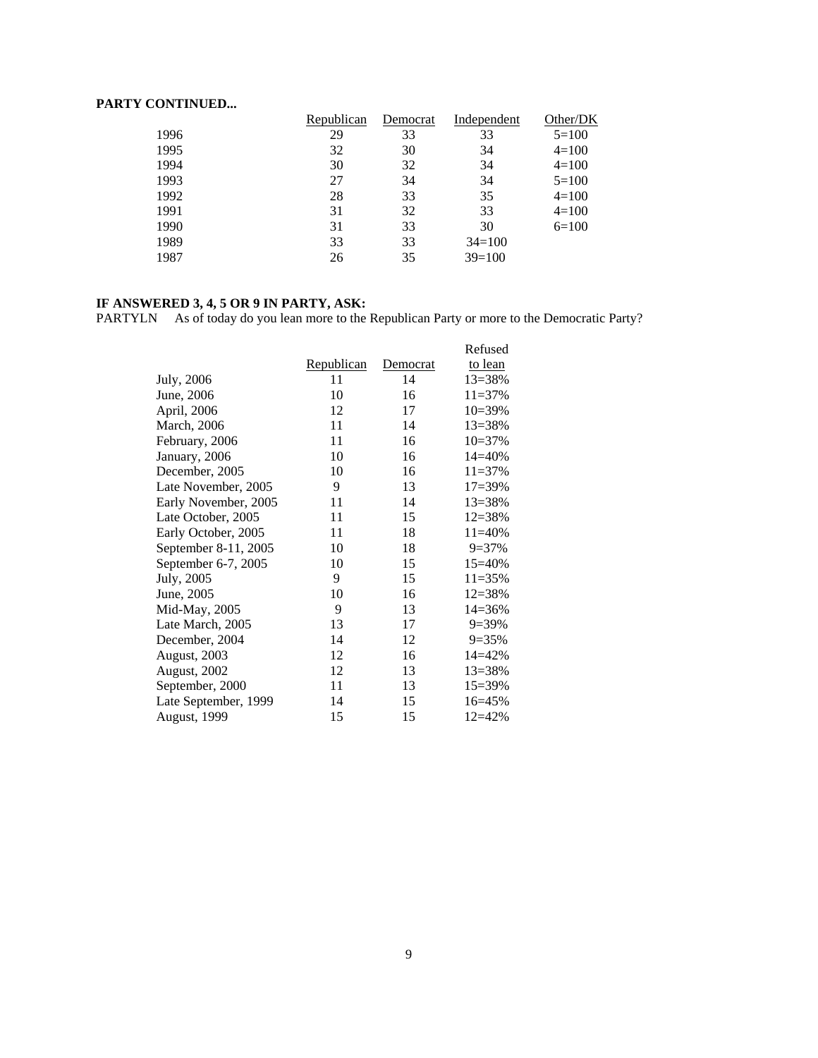**PARTY CONTINUED...**

| | Republican | Democrat | Independent | Other/DK |
|---|---|---|---|---|
| 1996 | 29 | 33 | 33 | 5=100 |
| 1995 | 32 | 30 | 34 | 4=100 |
| 1994 | 30 | 32 | 34 | 4=100 |
| 1993 | 27 | 34 | 34 | 5=100 |
| 1992 | 28 | 33 | 35 | 4=100 |
| 1991 | 31 | 32 | 33 | 4=100 |
| 1990 | 31 | 33 | 30 | 6=100 |
| 1989 | 33 | 33 | 34=100 | |
| 1987 | 26 | 35 | 39=100 | |

**IF ANSWERED 3, 4, 5 OR 9 IN PARTY, ASK:**

PARTYLN As of today do you lean more to the Republican Party or more to the Democratic Party?

| | Republican | Democrat | Refused to lean |
|---|---|---|---|
| July, 2006 | 11 | 14 | 13=38% |
| June, 2006 | 10 | 16 | 11=37% |
| April, 2006 | 12 | 17 | 10=39% |
| March, 2006 | 11 | 14 | 13=38% |
| February, 2006 | 11 | 16 | 10=37% |
| January, 2006 | 10 | 16 | 14=40% |
| December, 2005 | 10 | 16 | 11=37% |
| Late November, 2005 | 9 | 13 | 17=39% |
| Early November, 2005 | 11 | 14 | 13=38% |
| Late October, 2005 | 11 | 15 | 12=38% |
| Early October, 2005 | 11 | 18 | 11=40% |
| September 8-11, 2005 | 10 | 18 | 9=37% |
| September 6-7, 2005 | 10 | 15 | 15=40% |
| July, 2005 | 9 | 15 | 11=35% |
| June, 2005 | 10 | 16 | 12=38% |
| Mid-May, 2005 | 9 | 13 | 14=36% |
| Late March, 2005 | 13 | 17 | 9=39% |
| December, 2004 | 14 | 12 | 9=35% |
| August, 2003 | 12 | 16 | 14=42% |
| August, 2002 | 12 | 13 | 13=38% |
| September, 2000 | 11 | 13 | 15=39% |
| Late September, 1999 | 14 | 15 | 16=45% |
| August, 1999 | 15 | 15 | 12=42% |